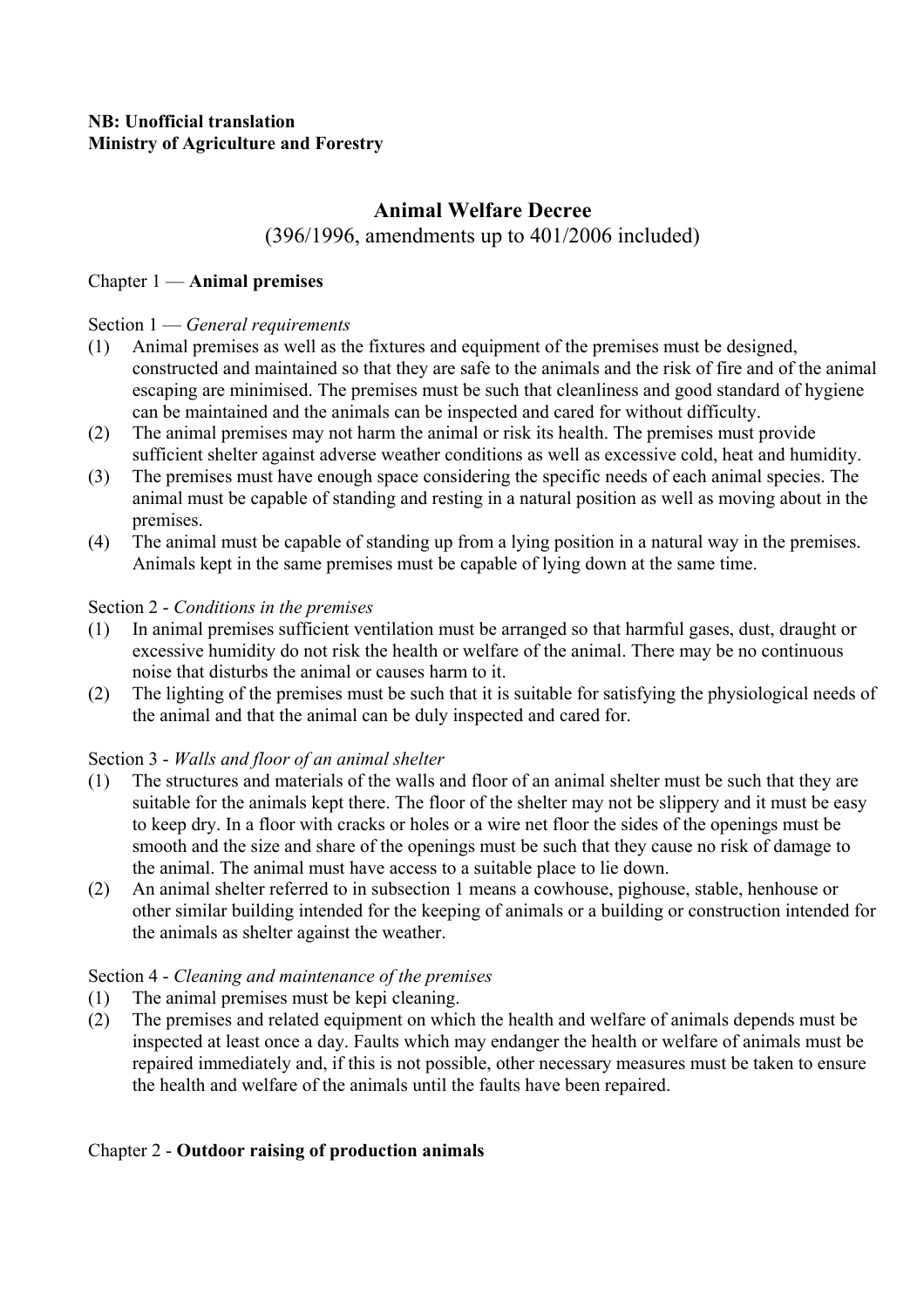**NB: Unofficial translation**
**Ministry of Agriculture and Forestry**

# Animal Welfare Decree

(396/1996, amendments up to 401/2006 included)

## Chapter 1 — **Animal premises**

### Section 1 — *General requirements*

(1) Animal premises as well as the fixtures and equipment of the premises must be designed, constructed and maintained so that they are safe to the animals and the risk of fire and of the animal escaping are minimised. The premises must be such that cleanliness and good standard of hygiene can be maintained and the animals can be inspected and cared for without difficulty.

(2) The animal premises may not harm the animal or risk its health. The premises must provide sufficient shelter against adverse weather conditions as well as excessive cold, heat and humidity.

(3) The premises must have enough space considering the specific needs of each animal species. The animal must be capable of standing and resting in a natural position as well as moving about in the premises.

(4) The animal must be capable of standing up from a lying position in a natural way in the premises. Animals kept in the same premises must be capable of lying down at the same time.

### Section 2 - *Conditions in the premises*

(1) In animal premises sufficient ventilation must be arranged so that harmful gases, dust, draught or excessive humidity do not risk the health or welfare of the animal. There may be no continuous noise that disturbs the animal or causes harm to it.

(2) The lighting of the premises must be such that it is suitable for satisfying the physiological needs of the animal and that the animal can be duly inspected and cared for.

### Section 3 - *Walls and floor of an animal shelter*

(1) The structures and materials of the walls and floor of an animal shelter must be such that they are suitable for the animals kept there. The floor of the shelter may not be slippery and it must be easy to keep dry. In a floor with cracks or holes or a wire net floor the sides of the openings must be smooth and the size and share of the openings must be such that they cause no risk of damage to the animal. The animal must have access to a suitable place to lie down.

(2) An animal shelter referred to in subsection 1 means a cowhouse, pighouse, stable, henhouse or other similar building intended for the keeping of animals or a building or construction intended for the animals as shelter against the weather.

### Section 4 - *Cleaning and maintenance of the premises*

(1) The animal premises must be kepi cleaning.

(2) The premises and related equipment on which the health and welfare of animals depends must be inspected at least once a day. Faults which may endanger the health or welfare of animals must be repaired immediately and, if this is not possible, other necessary measures must be taken to ensure the health and welfare of the animals until the faults have been repaired.

## Chapter 2 - **Outdoor raising of production animals**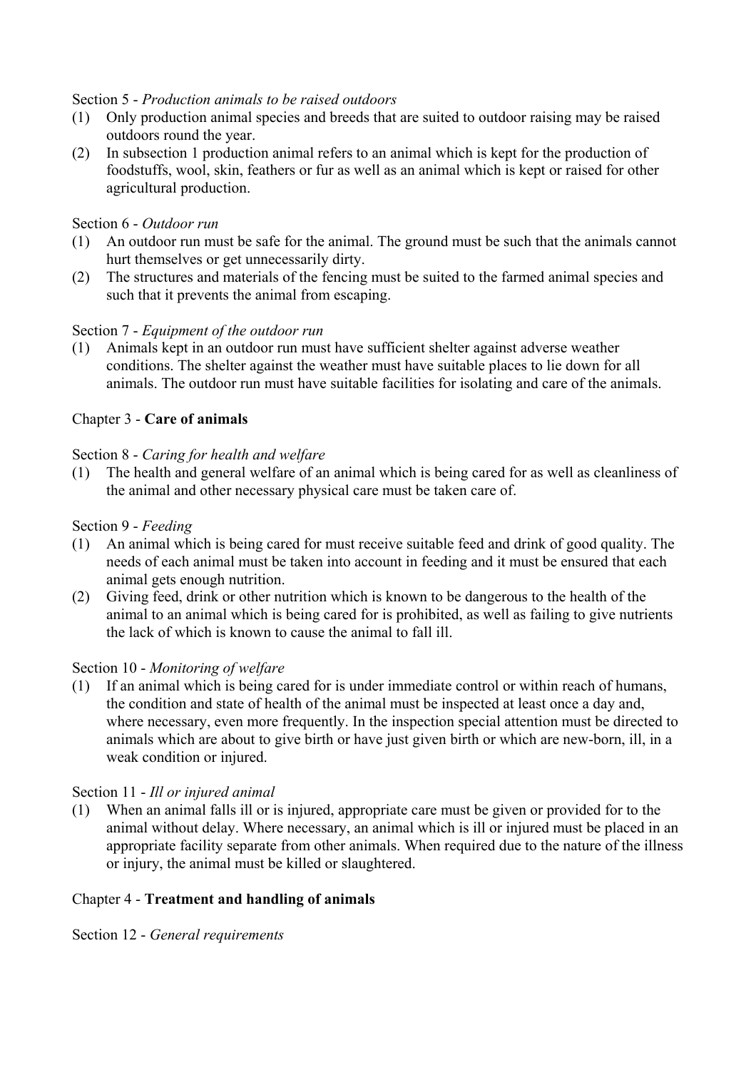Section 5 - *Production animals to be raised outdoors*

(1) Only production animal species and breeds that are suited to outdoor raising may be raised outdoors round the year.

(2) In subsection 1 production animal refers to an animal which is kept for the production of foodstuffs, wool, skin, feathers or fur as well as an animal which is kept or raised for other agricultural production.

Section 6 - *Outdoor run*

(1) An outdoor run must be safe for the animal. The ground must be such that the animals cannot hurt themselves or get unnecessarily dirty.

(2) The structures and materials of the fencing must be suited to the farmed animal species and such that it prevents the animal from escaping.

Section 7 - *Equipment of the outdoor run*

(1) Animals kept in an outdoor run must have sufficient shelter against adverse weather conditions. The shelter against the weather must have suitable places to lie down for all animals. The outdoor run must have suitable facilities for isolating and care of the animals.

## Chapter 3 - **Care of animals**

Section 8 - *Caring for health and welfare*

(1) The health and general welfare of an animal which is being cared for as well as cleanliness of the animal and other necessary physical care must be taken care of.

Section 9 - *Feeding*

(1) An animal which is being cared for must receive suitable feed and drink of good quality. The needs of each animal must be taken into account in feeding and it must be ensured that each animal gets enough nutrition.

(2) Giving feed, drink or other nutrition which is known to be dangerous to the health of the animal to an animal which is being cared for is prohibited, as well as failing to give nutrients the lack of which is known to cause the animal to fall ill.

Section 10 - *Monitoring of welfare*

(1) If an animal which is being cared for is under immediate control or within reach of humans, the condition and state of health of the animal must be inspected at least once a day and, where necessary, even more frequently. In the inspection special attention must be directed to animals which are about to give birth or have just given birth or which are new-born, ill, in a weak condition or injured.

Section 11 - *Ill or injured animal*

(1) When an animal falls ill or is injured, appropriate care must be given or provided for to the animal without delay. Where necessary, an animal which is ill or injured must be placed in an appropriate facility separate from other animals. When required due to the nature of the illness or injury, the animal must be killed or slaughtered.

## Chapter 4 - **Treatment and handling of animals**

Section 12 - *General requirements*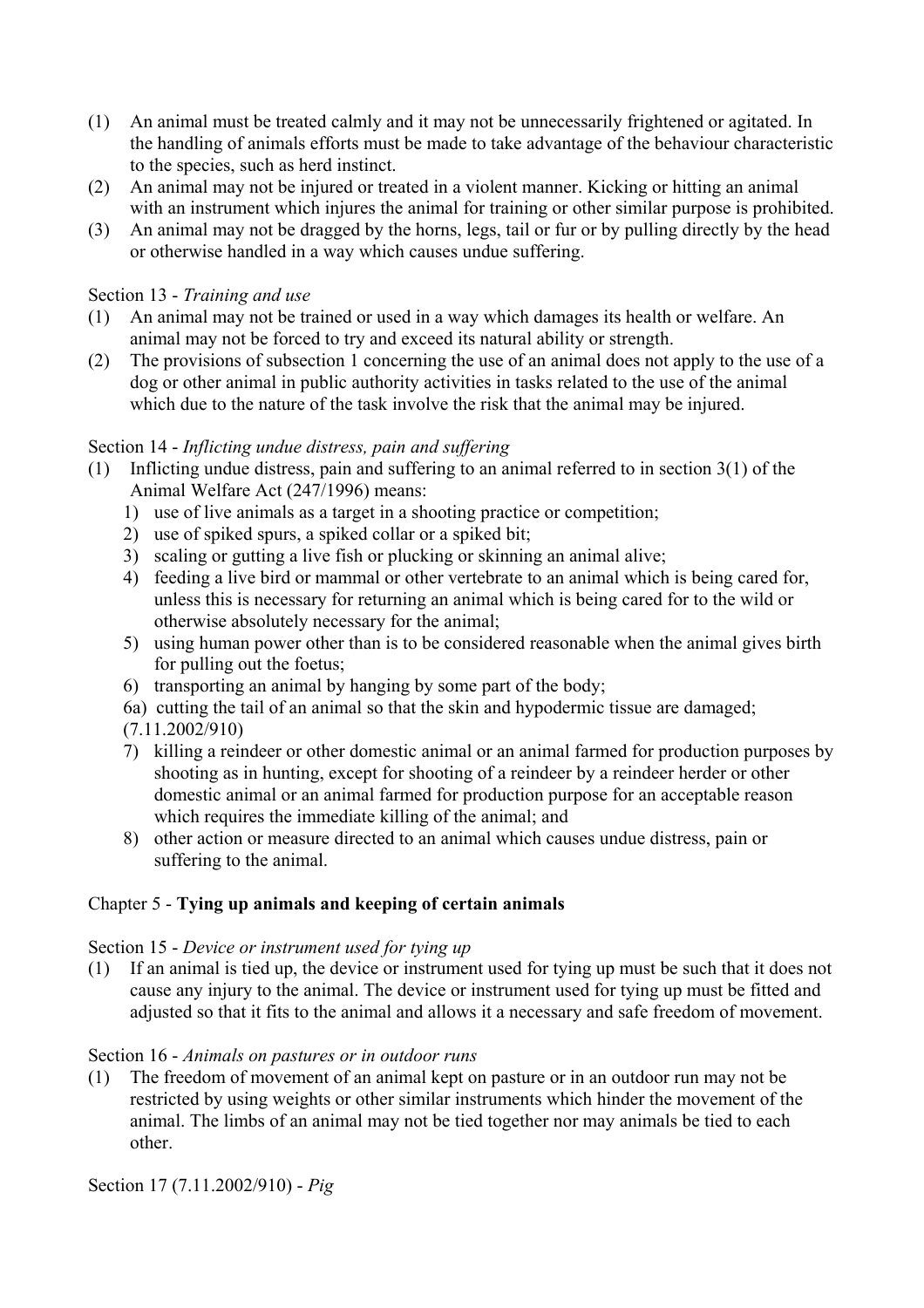(1) An animal must be treated calmly and it may not be unnecessarily frightened or agitated. In the handling of animals efforts must be made to take advantage of the behaviour characteristic to the species, such as herd instinct.

(2) An animal may not be injured or treated in a violent manner. Kicking or hitting an animal with an instrument which injures the animal for training or other similar purpose is prohibited.

(3) An animal may not be dragged by the horns, legs, tail or fur or by pulling directly by the head or otherwise handled in a way which causes undue suffering.

Section 13 - *Training and use*

(1) An animal may not be trained or used in a way which damages its health or welfare. An animal may not be forced to try and exceed its natural ability or strength.

(2) The provisions of subsection 1 concerning the use of an animal does not apply to the use of a dog or other animal in public authority activities in tasks related to the use of the animal which due to the nature of the task involve the risk that the animal may be injured.

Section 14 - *Inflicting undue distress, pain and suffering*

(1) Inflicting undue distress, pain and suffering to an animal referred to in section 3(1) of the Animal Welfare Act (247/1996) means:

    1) use of live animals as a target in a shooting practice or competition;
    2) use of spiked spurs, a spiked collar or a spiked bit;
    3) scaling or gutting a live fish or plucking or skinning an animal alive;
    4) feeding a live bird or mammal or other vertebrate to an animal which is being cared for, unless this is necessary for returning an animal which is being cared for to the wild or otherwise absolutely necessary for the animal;
    5) using human power other than is to be considered reasonable when the animal gives birth for pulling out the foetus;
    6) transporting an animal by hanging by some part of the body;
    6a) cutting the tail of an animal so that the skin and hypodermic tissue are damaged; (7.11.2002/910)
    7) killing a reindeer or other domestic animal or an animal farmed for production purposes by shooting as in hunting, except for shooting of a reindeer by a reindeer herder or other domestic animal or an animal farmed for production purpose for an acceptable reason which requires the immediate killing of the animal; and
    8) other action or measure directed to an animal which causes undue distress, pain or suffering to the animal.

Chapter 5 - **Tying up animals and keeping of certain animals**

Section 15 - *Device or instrument used for tying up*

(1) If an animal is tied up, the device or instrument used for tying up must be such that it does not cause any injury to the animal. The device or instrument used for tying up must be fitted and adjusted so that it fits to the animal and allows it a necessary and safe freedom of movement.

Section 16 - *Animals on pastures or in outdoor runs*

(1) The freedom of movement of an animal kept on pasture or in an outdoor run may not be restricted by using weights or other similar instruments which hinder the movement of the animal. The limbs of an animal may not be tied together nor may animals be tied to each other.

Section 17 (7.11.2002/910) - *Pig*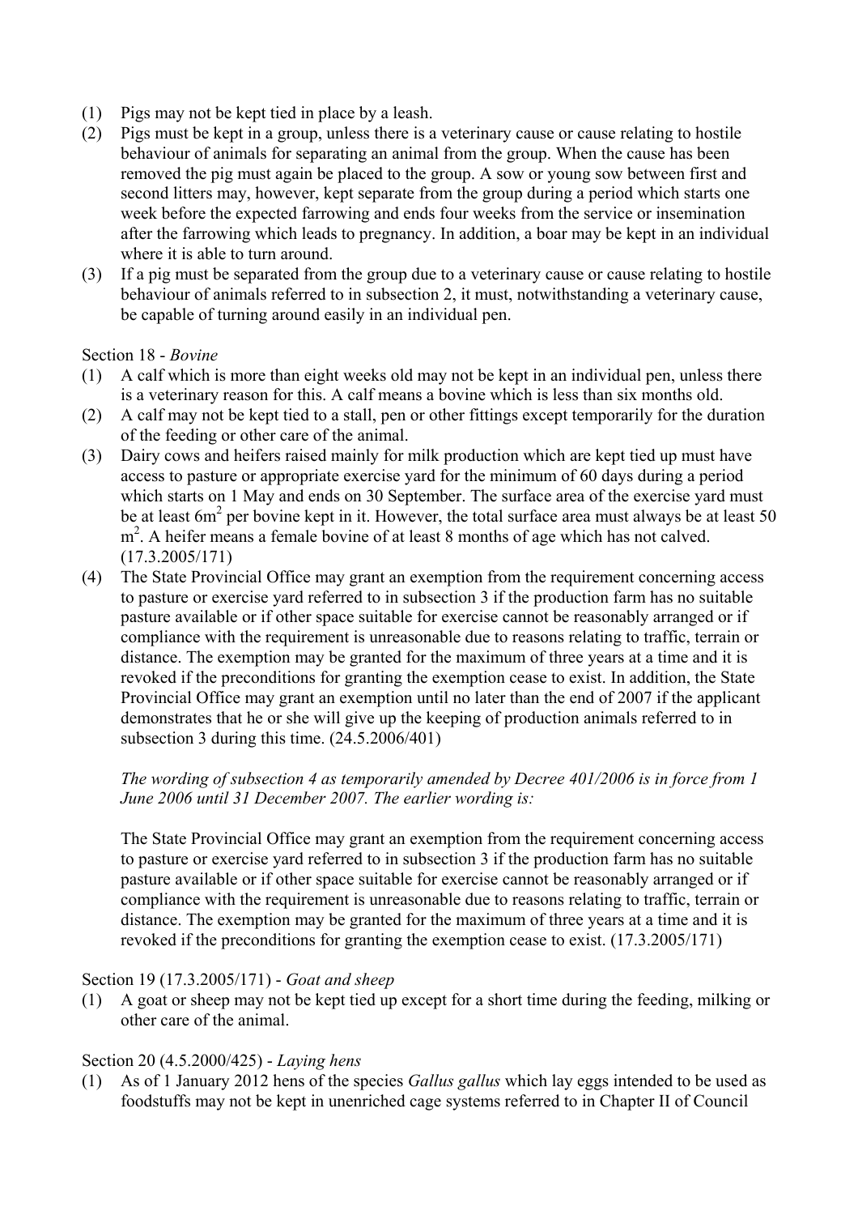(1) Pigs may not be kept tied in place by a leash.
(2) Pigs must be kept in a group, unless there is a veterinary cause or cause relating to hostile behaviour of animals for separating an animal from the group. When the cause has been removed the pig must again be placed to the group. A sow or young sow between first and second litters may, however, kept separate from the group during a period which starts one week before the expected farrowing and ends four weeks from the service or insemination after the farrowing which leads to pregnancy. In addition, a boar may be kept in an individual where it is able to turn around.
(3) If a pig must be separated from the group due to a veterinary cause or cause relating to hostile behaviour of animals referred to in subsection 2, it must, notwithstanding a veterinary cause, be capable of turning around easily in an individual pen.

Section 18 - *Bovine*

(1) A calf which is more than eight weeks old may not be kept in an individual pen, unless there is a veterinary reason for this. A calf means a bovine which is less than six months old.
(2) A calf may not be kept tied to a stall, pen or other fittings except temporarily for the duration of the feeding or other care of the animal.
(3) Dairy cows and heifers raised mainly for milk production which are kept tied up must have access to pasture or appropriate exercise yard for the minimum of 60 days during a period which starts on 1 May and ends on 30 September. The surface area of the exercise yard must be at least 6m$^2$ per bovine kept in it. However, the total surface area must always be at least 50 m$^2$. A heifer means a female bovine of at least 8 months of age which has not calved. (17.3.2005/171)
(4) The State Provincial Office may grant an exemption from the requirement concerning access to pasture or exercise yard referred to in subsection 3 if the production farm has no suitable pasture available or if other space suitable for exercise cannot be reasonably arranged or if compliance with the requirement is unreasonable due to reasons relating to traffic, terrain or distance. The exemption may be granted for the maximum of three years at a time and it is revoked if the preconditions for granting the exemption cease to exist. In addition, the State Provincial Office may grant an exemption until no later than the end of 2007 if the applicant demonstrates that he or she will give up the keeping of production animals referred to in subsection 3 during this time. (24.5.2006/401)

   *The wording of subsection 4 as temporarily amended by Decree 401/2006 is in force from 1 June 2006 until 31 December 2007. The earlier wording is:*

   The State Provincial Office may grant an exemption from the requirement concerning access to pasture or exercise yard referred to in subsection 3 if the production farm has no suitable pasture available or if other space suitable for exercise cannot be reasonably arranged or if compliance with the requirement is unreasonable due to reasons relating to traffic, terrain or distance. The exemption may be granted for the maximum of three years at a time and it is revoked if the preconditions for granting the exemption cease to exist. (17.3.2005/171)

Section 19 (17.3.2005/171) - *Goat and sheep*

(1) A goat or sheep may not be kept tied up except for a short time during the feeding, milking or other care of the animal.

Section 20 (4.5.2000/425) - *Laying hens*

(1) As of 1 January 2012 hens of the species *Gallus gallus* which lay eggs intended to be used as foodstuffs may not be kept in unenriched cage systems referred to in Chapter II of Council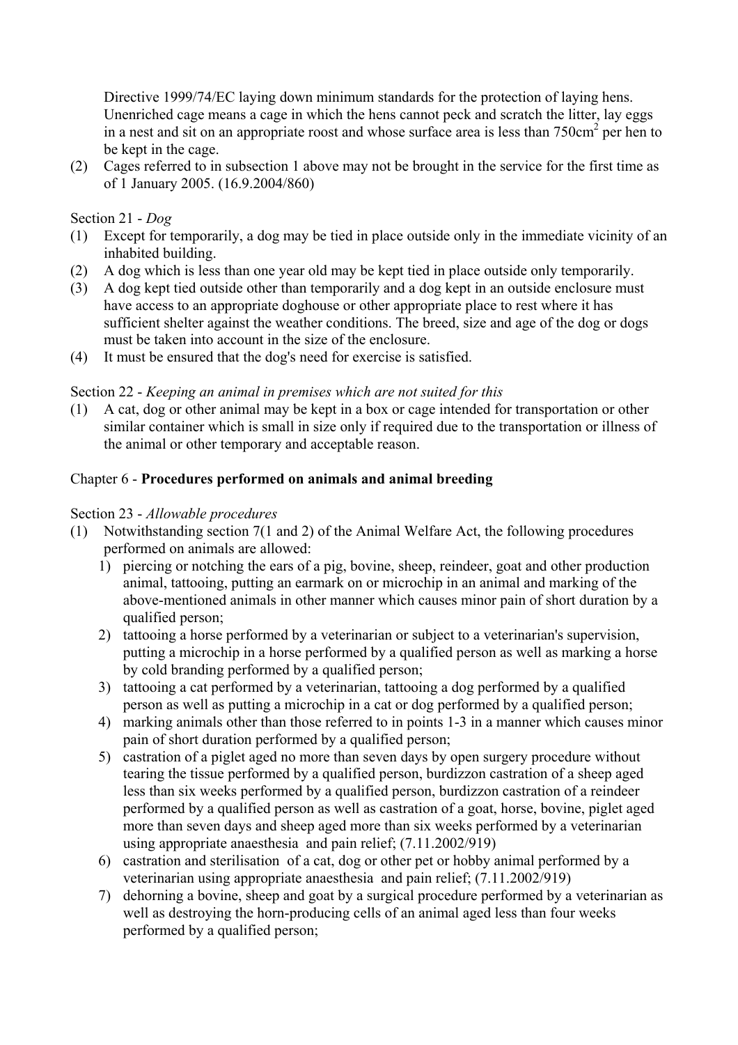Directive 1999/74/EC laying down minimum standards for the protection of laying hens. Unenriched cage means a cage in which the hens cannot peck and scratch the litter, lay eggs in a nest and sit on an appropriate roost and whose surface area is less than 750cm$^2$ per hen to be kept in the cage.

(2) Cages referred to in subsection 1 above may not be brought in the service for the first time as of 1 January 2005. (16.9.2004/860)

Section 21 - *Dog*

(1) Except for temporarily, a dog may be tied in place outside only in the immediate vicinity of an inhabited building.
(2) A dog which is less than one year old may be kept tied in place outside only temporarily.
(3) A dog kept tied outside other than temporarily and a dog kept in an outside enclosure must have access to an appropriate doghouse or other appropriate place to rest where it has sufficient shelter against the weather conditions. The breed, size and age of the dog or dogs must be taken into account in the size of the enclosure.
(4) It must be ensured that the dog's need for exercise is satisfied.

Section 22 - *Keeping an animal in premises which are not suited for this*

(1) A cat, dog or other animal may be kept in a box or cage intended for transportation or other similar container which is small in size only if required due to the transportation or illness of the animal or other temporary and acceptable reason.

Chapter 6 - **Procedures performed on animals and animal breeding**

Section 23 - *Allowable procedures*

(1) Notwithstanding section 7(1 and 2) of the Animal Welfare Act, the following procedures performed on animals are allowed:
    1) piercing or notching the ears of a pig, bovine, sheep, reindeer, goat and other production animal, tattooing, putting an earmark on or microchip in an animal and marking of the above-mentioned animals in other manner which causes minor pain of short duration by a qualified person;
    2) tattooing a horse performed by a veterinarian or subject to a veterinarian's supervision, putting a microchip in a horse performed by a qualified person as well as marking a horse by cold branding performed by a qualified person;
    3) tattooing a cat performed by a veterinarian, tattooing a dog performed by a qualified person as well as putting a microchip in a cat or dog performed by a qualified person;
    4) marking animals other than those referred to in points 1-3 in a manner which causes minor pain of short duration performed by a qualified person;
    5) castration of a piglet aged no more than seven days by open surgery procedure without tearing the tissue performed by a qualified person, burdizzon castration of a sheep aged less than six weeks performed by a qualified person, burdizzon castration of a reindeer performed by a qualified person as well as castration of a goat, horse, bovine, piglet aged more than seven days and sheep aged more than six weeks performed by a veterinarian using appropriate anaesthesia and pain relief; (7.11.2002/919)
    6) castration and sterilisation of a cat, dog or other pet or hobby animal performed by a veterinarian using appropriate anaesthesia and pain relief; (7.11.2002/919)
    7) dehorning a bovine, sheep and goat by a surgical procedure performed by a veterinarian as well as destroying the horn-producing cells of an animal aged less than four weeks performed by a qualified person;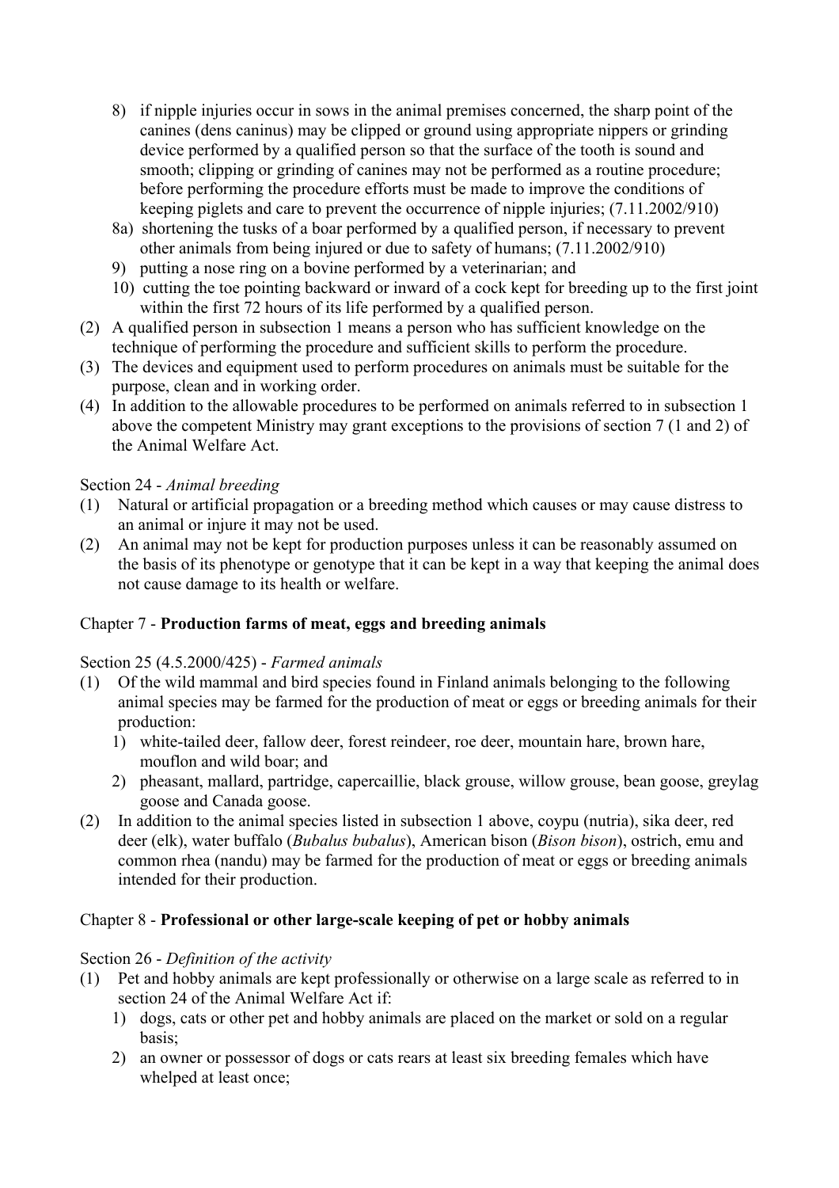8) if nipple injuries occur in sows in the animal premises concerned, the sharp point of the canines (dens caninus) may be clipped or ground using appropriate nippers or grinding device performed by a qualified person so that the surface of the tooth is sound and smooth; clipping or grinding of canines may not be performed as a routine procedure; before performing the procedure efforts must be made to improve the conditions of keeping piglets and care to prevent the occurrence of nipple injuries; (7.11.2002/910)

8a) shortening the tusks of a boar performed by a qualified person, if necessary to prevent other animals from being injured or due to safety of humans; (7.11.2002/910)

9) putting a nose ring on a bovine performed by a veterinarian; and

10) cutting the toe pointing backward or inward of a cock kept for breeding up to the first joint within the first 72 hours of its life performed by a qualified person.

(2) A qualified person in subsection 1 means a person who has sufficient knowledge on the technique of performing the procedure and sufficient skills to perform the procedure.

(3) The devices and equipment used to perform procedures on animals must be suitable for the purpose, clean and in working order.

(4) In addition to the allowable procedures to be performed on animals referred to in subsection 1 above the competent Ministry may grant exceptions to the provisions of section 7 (1 and 2) of the Animal Welfare Act.

Section 24 - *Animal breeding*

(1) Natural or artificial propagation or a breeding method which causes or may cause distress to an animal or injure it may not be used.

(2) An animal may not be kept for production purposes unless it can be reasonably assumed on the basis of its phenotype or genotype that it can be kept in a way that keeping the animal does not cause damage to its health or welfare.

## Chapter 7 - **Production farms of meat, eggs and breeding animals**

Section 25 (4.5.2000/425) - *Farmed animals*

(1) Of the wild mammal and bird species found in Finland animals belonging to the following animal species may be farmed for the production of meat or eggs or breeding animals for their production:

1) white-tailed deer, fallow deer, forest reindeer, roe deer, mountain hare, brown hare, mouflon and wild boar; and

2) pheasant, mallard, partridge, capercaillie, black grouse, willow grouse, bean goose, greylag goose and Canada goose.

(2) In addition to the animal species listed in subsection 1 above, coypu (nutria), sika deer, red deer (elk), water buffalo (*Bubalus bubalus*), American bison (*Bison bison*), ostrich, emu and common rhea (nandu) may be farmed for the production of meat or eggs or breeding animals intended for their production.

## Chapter 8 - **Professional or other large-scale keeping of pet or hobby animals**

Section 26 - *Definition of the activity*

(1) Pet and hobby animals are kept professionally or otherwise on a large scale as referred to in section 24 of the Animal Welfare Act if:

1) dogs, cats or other pet and hobby animals are placed on the market or sold on a regular basis;

2) an owner or possessor of dogs or cats rears at least six breeding females which have whelped at least once;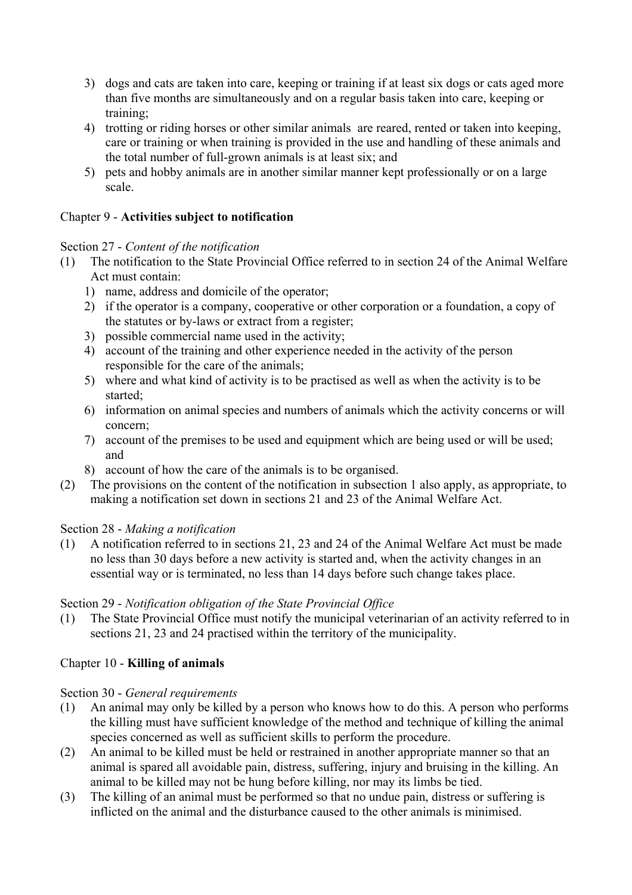3) dogs and cats are taken into care, keeping or training if at least six dogs or cats aged more than five months are simultaneously and on a regular basis taken into care, keeping or training;
4) trotting or riding horses or other similar animals are reared, rented or taken into keeping, care or training or when training is provided in the use and handling of these animals and the total number of full-grown animals is at least six; and
5) pets and hobby animals are in another similar manner kept professionally or on a large scale.

## Chapter 9 - **Activities subject to notification**

### Section 27 - *Content of the notification*

(1) The notification to the State Provincial Office referred to in section 24 of the Animal Welfare Act must contain:
   1) name, address and domicile of the operator;
   2) if the operator is a company, cooperative or other corporation or a foundation, a copy of the statutes or by-laws or extract from a register;
   3) possible commercial name used in the activity;
   4) account of the training and other experience needed in the activity of the person responsible for the care of the animals;
   5) where and what kind of activity is to be practised as well as when the activity is to be started;
   6) information on animal species and numbers of animals which the activity concerns or will concern;
   7) account of the premises to be used and equipment which are being used or will be used; and
   8) account of how the care of the animals is to be organised.

(2) The provisions on the content of the notification in subsection 1 also apply, as appropriate, to making a notification set down in sections 21 and 23 of the Animal Welfare Act.

### Section 28 - *Making a notification*

(1) A notification referred to in sections 21, 23 and 24 of the Animal Welfare Act must be made no less than 30 days before a new activity is started and, when the activity changes in an essential way or is terminated, no less than 14 days before such change takes place.

### Section 29 - *Notification obligation of the State Provincial Office*

(1) The State Provincial Office must notify the municipal veterinarian of an activity referred to in sections 21, 23 and 24 practised within the territory of the municipality.

## Chapter 10 - **Killing of animals**

### Section 30 - *General requirements*

(1) An animal may only be killed by a person who knows how to do this. A person who performs the killing must have sufficient knowledge of the method and technique of killing the animal species concerned as well as sufficient skills to perform the procedure.

(2) An animal to be killed must be held or restrained in another appropriate manner so that an animal is spared all avoidable pain, distress, suffering, injury and bruising in the killing. An animal to be killed may not be hung before killing, nor may its limbs be tied.

(3) The killing of an animal must be performed so that no undue pain, distress or suffering is inflicted on the animal and the disturbance caused to the other animals is minimised.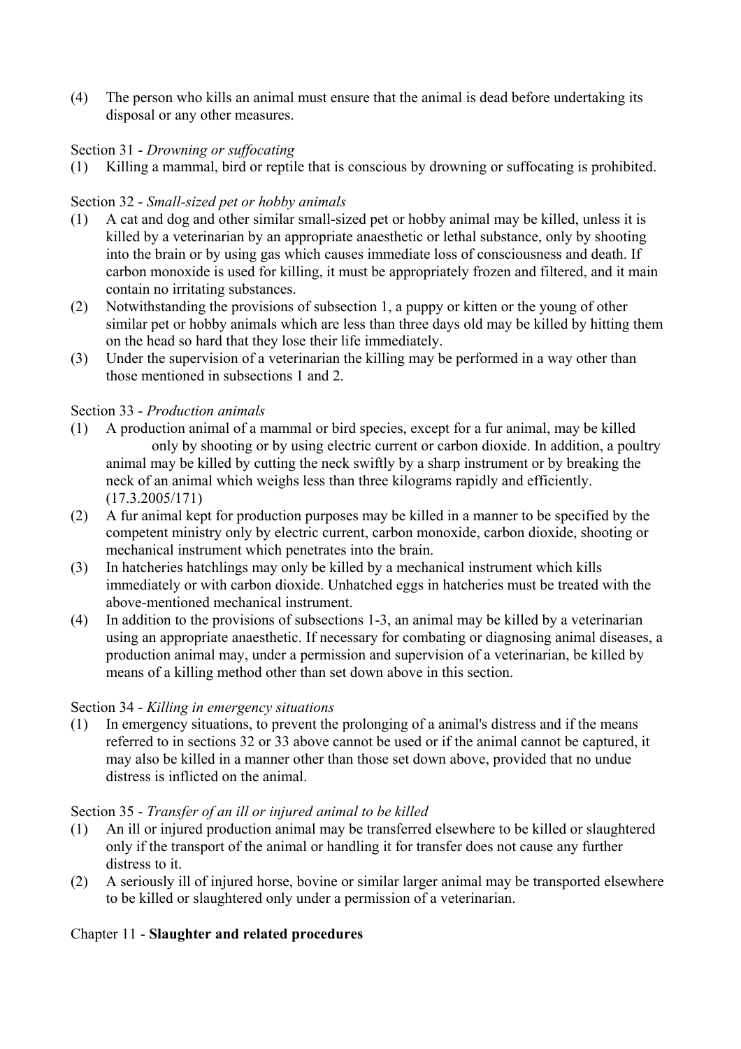(4) The person who kills an animal must ensure that the animal is dead before undertaking its disposal or any other measures.

Section 31 - *Drowning or suffocating*

(1) Killing a mammal, bird or reptile that is conscious by drowning or suffocating is prohibited.

Section 32 - *Small-sized pet or hobby animals*

(1) A cat and dog and other similar small-sized pet or hobby animal may be killed, unless it is killed by a veterinarian by an appropriate anaesthetic or lethal substance, only by shooting into the brain or by using gas which causes immediate loss of consciousness and death. If carbon monoxide is used for killing, it must be appropriately frozen and filtered, and it main contain no irritating substances.

(2) Notwithstanding the provisions of subsection 1, a puppy or kitten or the young of other similar pet or hobby animals which are less than three days old may be killed by hitting them on the head so hard that they lose their life immediately.

(3) Under the supervision of a veterinarian the killing may be performed in a way other than those mentioned in subsections 1 and 2.

Section 33 - *Production animals*

(1) A production animal of a mammal or bird species, except for a fur animal, may be killed only by shooting or by using electric current or carbon dioxide. In addition, a poultry animal may be killed by cutting the neck swiftly by a sharp instrument or by breaking the neck of an animal which weighs less than three kilograms rapidly and efficiently. (17.3.2005/171)

(2) A fur animal kept for production purposes may be killed in a manner to be specified by the competent ministry only by electric current, carbon monoxide, carbon dioxide, shooting or mechanical instrument which penetrates into the brain.

(3) In hatcheries hatchlings may only be killed by a mechanical instrument which kills immediately or with carbon dioxide. Unhatched eggs in hatcheries must be treated with the above-mentioned mechanical instrument.

(4) In addition to the provisions of subsections 1-3, an animal may be killed by a veterinarian using an appropriate anaesthetic. If necessary for combating or diagnosing animal diseases, a production animal may, under a permission and supervision of a veterinarian, be killed by means of a killing method other than set down above in this section.

Section 34 - *Killing in emergency situations*

(1) In emergency situations, to prevent the prolonging of a animal's distress and if the means referred to in sections 32 or 33 above cannot be used or if the animal cannot be captured, it may also be killed in a manner other than those set down above, provided that no undue distress is inflicted on the animal.

Section 35 - *Transfer of an ill or injured animal to be killed*

(1) An ill or injured production animal may be transferred elsewhere to be killed or slaughtered only if the transport of the animal or handling it for transfer does not cause any further distress to it.

(2) A seriously ill of injured horse, bovine or similar larger animal may be transported elsewhere to be killed or slaughtered only under a permission of a veterinarian.

## Chapter 11 - **Slaughter and related procedures**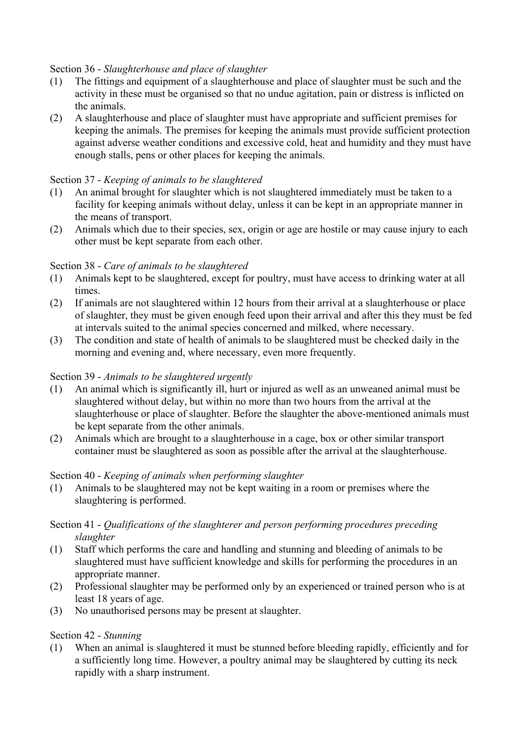Section 36 - *Slaughterhouse and place of slaughter*

(1) The fittings and equipment of a slaughterhouse and place of slaughter must be such and the activity in these must be organised so that no undue agitation, pain or distress is inflicted on the animals.

(2) A slaughterhouse and place of slaughter must have appropriate and sufficient premises for keeping the animals. The premises for keeping the animals must provide sufficient protection against adverse weather conditions and excessive cold, heat and humidity and they must have enough stalls, pens or other places for keeping the animals.

Section 37 - *Keeping of animals to be slaughtered*

(1) An animal brought for slaughter which is not slaughtered immediately must be taken to a facility for keeping animals without delay, unless it can be kept in an appropriate manner in the means of transport.

(2) Animals which due to their species, sex, origin or age are hostile or may cause injury to each other must be kept separate from each other.

Section 38 - *Care of animals to be slaughtered*

(1) Animals kept to be slaughtered, except for poultry, must have access to drinking water at all times.

(2) If animals are not slaughtered within 12 hours from their arrival at a slaughterhouse or place of slaughter, they must be given enough feed upon their arrival and after this they must be fed at intervals suited to the animal species concerned and milked, where necessary.

(3) The condition and state of health of animals to be slaughtered must be checked daily in the morning and evening and, where necessary, even more frequently.

Section 39 - *Animals to be slaughtered urgently*

(1) An animal which is significantly ill, hurt or injured as well as an unweaned animal must be slaughtered without delay, but within no more than two hours from the arrival at the slaughterhouse or place of slaughter. Before the slaughter the above-mentioned animals must be kept separate from the other animals.

(2) Animals which are brought to a slaughterhouse in a cage, box or other similar transport container must be slaughtered as soon as possible after the arrival at the slaughterhouse.

Section 40 - *Keeping of animals when performing slaughter*

(1) Animals to be slaughtered may not be kept waiting in a room or premises where the slaughtering is performed.

Section 41 - *Qualifications of the slaughterer and person performing procedures preceding slaughter*

(1) Staff which performs the care and handling and stunning and bleeding of animals to be slaughtered must have sufficient knowledge and skills for performing the procedures in an appropriate manner.

(2) Professional slaughter may be performed only by an experienced or trained person who is at least 18 years of age.

(3) No unauthorised persons may be present at slaughter.

Section 42 - *Stunning*

(1) When an animal is slaughtered it must be stunned before bleeding rapidly, efficiently and for a sufficiently long time. However, a poultry animal may be slaughtered by cutting its neck rapidly with a sharp instrument.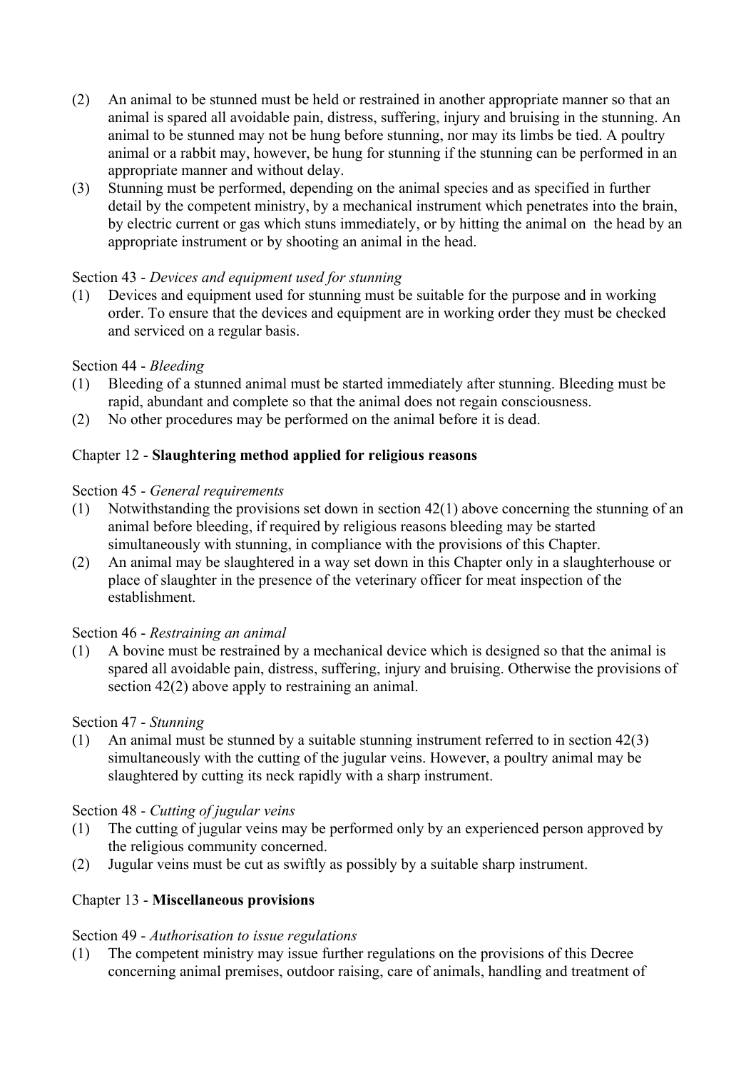(2) An animal to be stunned must be held or restrained in another appropriate manner so that an animal is spared all avoidable pain, distress, suffering, injury and bruising in the stunning. An animal to be stunned may not be hung before stunning, nor may its limbs be tied. A poultry animal or a rabbit may, however, be hung for stunning if the stunning can be performed in an appropriate manner and without delay.

(3) Stunning must be performed, depending on the animal species and as specified in further detail by the competent ministry, by a mechanical instrument which penetrates into the brain, by electric current or gas which stuns immediately, or by hitting the animal on the head by an appropriate instrument or by shooting an animal in the head.

Section 43 - *Devices and equipment used for stunning*

(1) Devices and equipment used for stunning must be suitable for the purpose and in working order. To ensure that the devices and equipment are in working order they must be checked and serviced on a regular basis.

Section 44 - *Bleeding*

(1) Bleeding of a stunned animal must be started immediately after stunning. Bleeding must be rapid, abundant and complete so that the animal does not regain consciousness.

(2) No other procedures may be performed on the animal before it is dead.

## Chapter 12 - **Slaughtering method applied for religious reasons**

Section 45 - *General requirements*

(1) Notwithstanding the provisions set down in section 42(1) above concerning the stunning of an animal before bleeding, if required by religious reasons bleeding may be started simultaneously with stunning, in compliance with the provisions of this Chapter.

(2) An animal may be slaughtered in a way set down in this Chapter only in a slaughterhouse or place of slaughter in the presence of the veterinary officer for meat inspection of the establishment.

Section 46 - *Restraining an animal*

(1) A bovine must be restrained by a mechanical device which is designed so that the animal is spared all avoidable pain, distress, suffering, injury and bruising. Otherwise the provisions of section 42(2) above apply to restraining an animal.

Section 47 - *Stunning*

(1) An animal must be stunned by a suitable stunning instrument referred to in section 42(3) simultaneously with the cutting of the jugular veins. However, a poultry animal may be slaughtered by cutting its neck rapidly with a sharp instrument.

Section 48 - *Cutting of jugular veins*

(1) The cutting of jugular veins may be performed only by an experienced person approved by the religious community concerned.

(2) Jugular veins must be cut as swiftly as possibly by a suitable sharp instrument.

## Chapter 13 - **Miscellaneous provisions**

Section 49 - *Authorisation to issue regulations*

(1) The competent ministry may issue further regulations on the provisions of this Decree concerning animal premises, outdoor raising, care of animals, handling and treatment of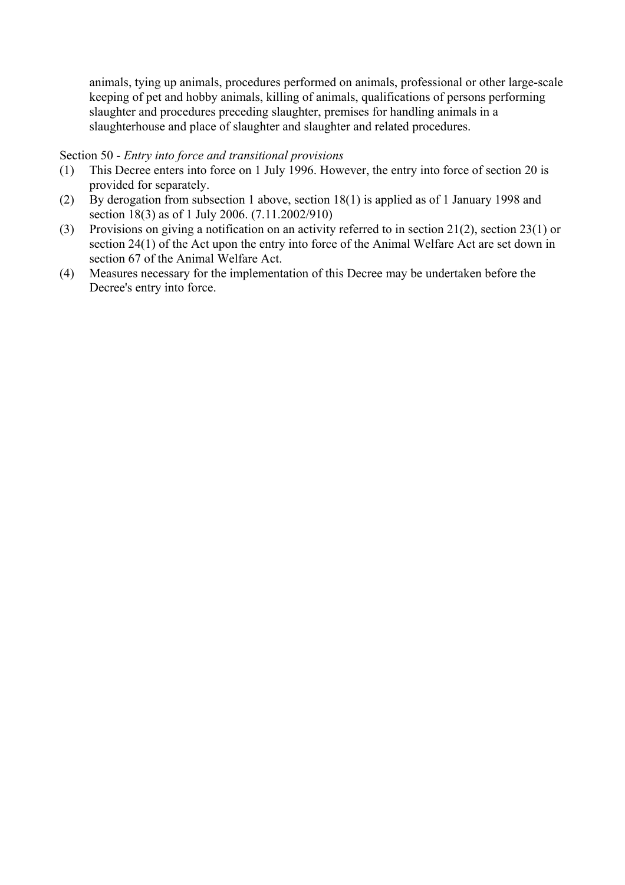animals, tying up animals, procedures performed on animals, professional or other large-scale keeping of pet and hobby animals, killing of animals, qualifications of persons performing slaughter and procedures preceding slaughter, premises for handling animals in a slaughterhouse and place of slaughter and slaughter and related procedures.

Section 50 - *Entry into force and transitional provisions*

(1) This Decree enters into force on 1 July 1996. However, the entry into force of section 20 is provided for separately.

(2) By derogation from subsection 1 above, section 18(1) is applied as of 1 January 1998 and section 18(3) as of 1 July 2006. (7.11.2002/910)

(3) Provisions on giving a notification on an activity referred to in section 21(2), section 23(1) or section 24(1) of the Act upon the entry into force of the Animal Welfare Act are set down in section 67 of the Animal Welfare Act.

(4) Measures necessary for the implementation of this Decree may be undertaken before the Decree's entry into force.